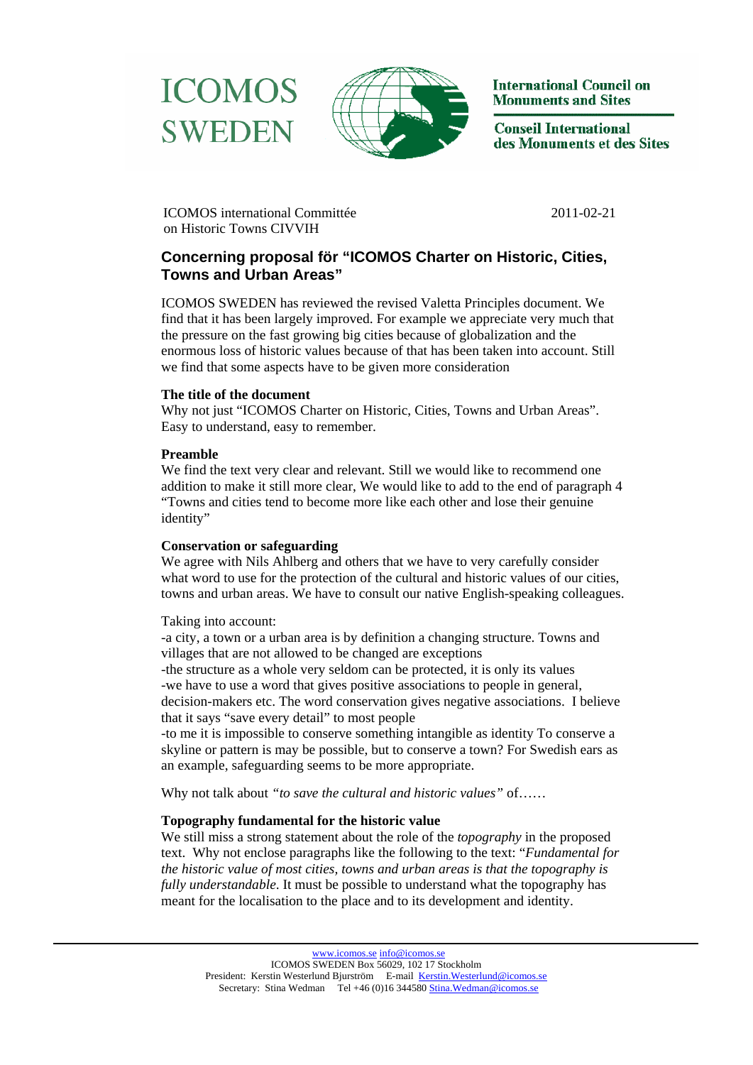ICOMOS SWEDEN

International Council on Monuments and Sites

Conseil International des Monuments et des Sites

ICOMOS international Committée
on Historic Towns CIVVIH

2011-02-21

## Concerning proposal för "ICOMOS Charter on Historic, Cities, Towns and Urban Areas"

ICOMOS SWEDEN has reviewed the revised Valetta Principles document. We find that it has been largely improved. For example we appreciate very much that the pressure on the fast growing big cities because of globalization and the enormous loss of historic values because of that has been taken into account. Still we find that some aspects have to be given more consideration

**The title of the document**

Why not just "ICOMOS Charter on Historic, Cities, Towns and Urban Areas". Easy to understand, easy to remember.

**Preamble**

We find the text very clear and relevant. Still we would like to recommend one addition to make it still more clear, We would like to add to the end of paragraph 4 "Towns and cities tend to become more like each other and lose their genuine identity"

**Conservation or safeguarding**

We agree with Nils Ahlberg and others that we have to very carefully consider what word to use for the protection of the cultural and historic values of our cities, towns and urban areas. We have to consult our native English-speaking colleagues.

Taking into account:
-a city, a town or a urban area is by definition a changing structure. Towns and villages that are not allowed to be changed are exceptions
-the structure as a whole very seldom can be protected, it is only its values
-we have to use a word that gives positive associations to people in general, decision-makers etc. The word conservation gives negative associations. I believe that it says "save every detail" to most people
-to me it is impossible to conserve something intangible as identity To conserve a skyline or pattern is may be possible, but to conserve a town? For Swedish ears as an example, safeguarding seems to be more appropriate.

Why not talk about *"to save the cultural and historic values"* of……

**Topography fundamental for the historic value**

We still miss a strong statement about the role of the *topography* in the proposed text. Why not enclose paragraphs like the following to the text: "*Fundamental for the historic value of most cities, towns and urban areas is that the topography is fully understandable*. It must be possible to understand what the topography has meant for the localisation to the place and to its development and identity.

www.icomos.se info@icomos.se
ICOMOS SWEDEN Box 56029, 102 17 Stockholm
President: Kerstin Westerlund Bjurström E-mail Kerstin.Westerlund@icomos.se
Secretary: Stina Wedman Tel +46 (0)16 344580 Stina.Wedman@icomos.se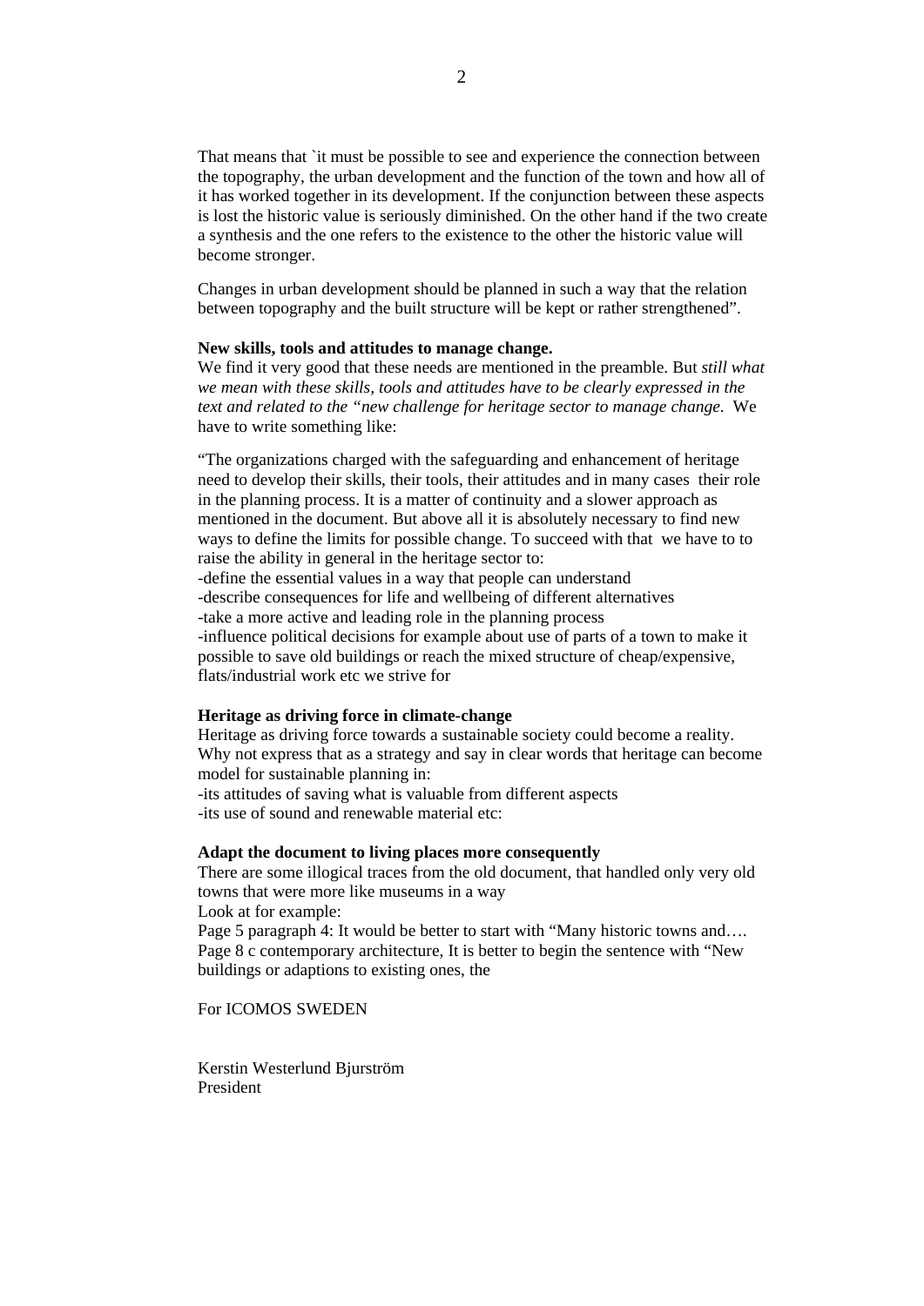That means that `it must be possible to see and experience the connection between the topography, the urban development and the function of the town and how all of it has worked together in its development. If the conjunction between these aspects is lost the historic value is seriously diminished. On the other hand if the two create a synthesis and the one refers to the existence to the other the historic value will become stronger.

Changes in urban development should be planned in such a way that the relation between topography and the built structure will be kept or rather strengthened".

**New skills, tools and attitudes to manage change.**
We find it very good that these needs are mentioned in the preamble. But *still what we mean with these skills, tools and attitudes have to be clearly expressed in the text and related to the "new challenge for heritage sector to manage change.* We have to write something like:

"The organizations charged with the safeguarding and enhancement of heritage need to develop their skills, their tools, their attitudes and in many cases their role in the planning process. It is a matter of continuity and a slower approach as mentioned in the document. But above all it is absolutely necessary to find new ways to define the limits for possible change. To succeed with that we have to to raise the ability in general in the heritage sector to:
-define the essential values in a way that people can understand
-describe consequences for life and wellbeing of different alternatives
-take a more active and leading role in the planning process
-influence political decisions for example about use of parts of a town to make it possible to save old buildings or reach the mixed structure of cheap/expensive, flats/industrial work etc we strive for

**Heritage as driving force in climate-change**
Heritage as driving force towards a sustainable society could become a reality. Why not express that as a strategy and say in clear words that heritage can become model for sustainable planning in:
-its attitudes of saving what is valuable from different aspects
-its use of sound and renewable material etc:

**Adapt the document to living places more consequently**
There are some illogical traces from the old document, that handled only very old towns that were more like museums in a way
Look at for example:
Page 5 paragraph 4: It would be better to start with "Many historic towns and….
Page 8 c contemporary architecture, It is better to begin the sentence with "New buildings or adaptions to existing ones, the

For ICOMOS SWEDEN

Kerstin Westerlund Bjurström
President